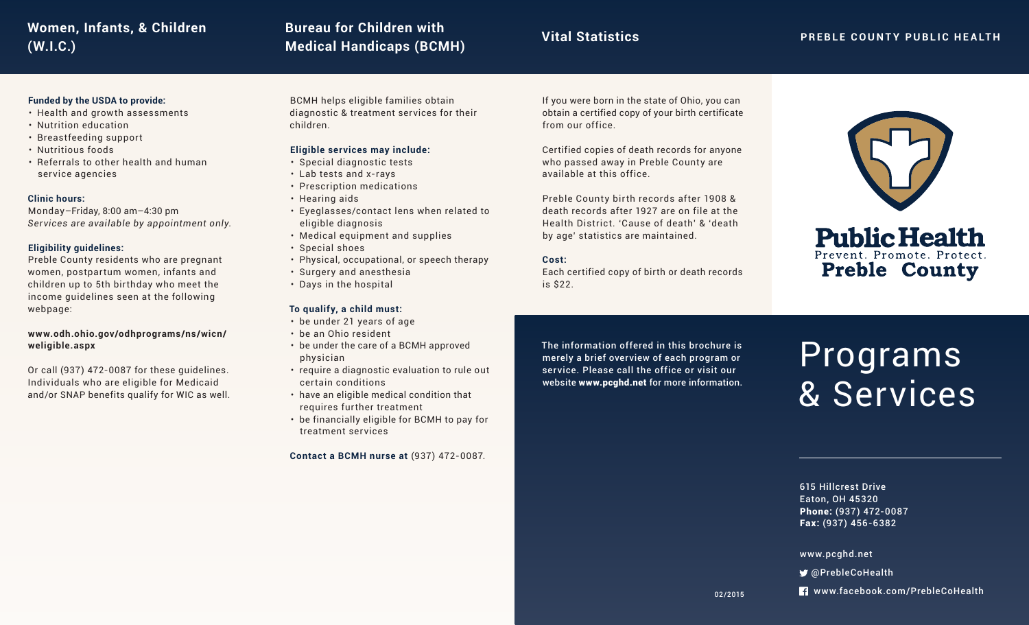## Women, Infants, & Children (W.I.C.)

**Funded by the USDA to provide:**

- Health and growth assessments
- Nutrition education
- Breastfeeding support
- Nutritious foods
- Referrals to other health and human service agencies

**Clinic hours:**
Monday–Friday, 8:00 am–4:30 pm
*Services are available by appointment only.*

**Eligibility guidelines:**
Preble County residents who are pregnant women, postpartum women, infants and children up to 5th birthday who meet the income guidelines seen at the following webpage:

**www.odh.ohio.gov/odhprograms/ns/wicn/weligible.aspx**

Or call (937) 472-0087 for these guidelines. Individuals who are eligible for Medicaid and/or SNAP benefits qualify for WIC as well.

## Bureau for Children with Medical Handicaps (BCMH)

BCMH helps eligible families obtain diagnostic & treatment services for their children.

**Eligible services may include:**

- Special diagnostic tests
- Lab tests and x-rays
- Prescription medications
- Hearing aids
- Eyeglasses/contact lens when related to eligible diagnosis
- Medical equipment and supplies
- Special shoes
- Physical, occupational, or speech therapy
- Surgery and anesthesia
- Days in the hospital

**To qualify, a child must:**

- be under 21 years of age
- be an Ohio resident
- be under the care of a BCMH approved physician
- require a diagnostic evaluation to rule out certain conditions
- have an eligible medical condition that requires further treatment
- be financially eligible for BCMH to pay for treatment services

**Contact a BCMH nurse at** (937) 472-0087.

## Vital Statistics

If you were born in the state of Ohio, you can obtain a certified copy of your birth certificate from our office.

Certified copies of death records for anyone who passed away in Preble County are available at this office.

Preble County birth records after 1908 & death records after 1927 are on file at the Health District. 'Cause of death' & 'death by age' statistics are maintained.

**Cost:**
Each certified copy of birth or death records is $22.

The information offered in this brochure is merely a brief overview of each program or service. Please call the office or visit our website **www.pcghd.net** for more information.

02/2015

## PREBLE COUNTY PUBLIC HEALTH

Public Health
Prevent. Promote. Protect.
Preble County

# Programs & Services

615 Hillcrest Drive
Eaton, OH 45320
**Phone:** (937) 472-0087
**Fax:** (937) 456-6382

www.pcghd.net

@PrebleCoHealth

www.facebook.com/PrebleCoHealth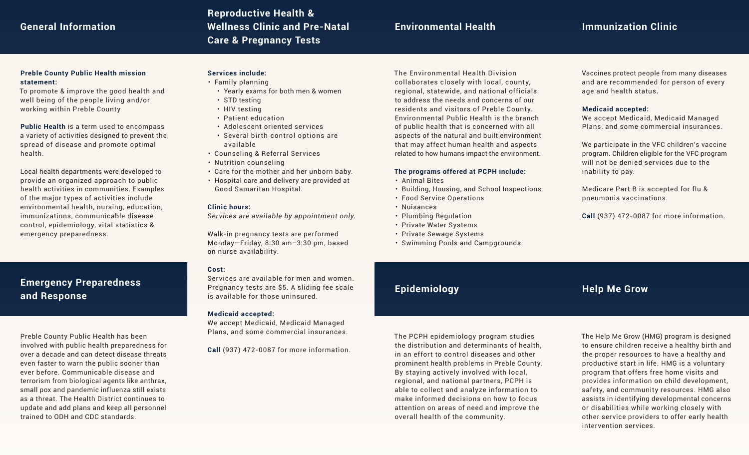## General Information

**Preble County Public Health mission statement:**
To promote & improve the good health and well being of the people living and/or working within Preble County

**Public Health** is a term used to encompass a variety of activities designed to prevent the spread of disease and promote optimal health.

Local health departments were developed to provide an organized approach to public health activities in communities. Examples of the major types of activities include environmental health, nursing, education, immunizations, communicable disease control, epidemiology, vital statistics & emergency preparedness.

## Emergency Preparedness and Response

Preble County Public Health has been involved with public health preparedness for over a decade and can detect disease threats even faster to warn the public sooner than ever before. Communicable disease and terrorism from biological agents like anthrax, small pox and pandemic influenza still exists as a threat. The Health District continues to update and add plans and keep all personnel trained to ODH and CDC standards.

## Reproductive Health & Wellness Clinic and Pre-Natal Care & Pregnancy Tests

**Services include:**

- Family planning
  - Yearly exams for both men & women
  - STD testing
  - HIV testing
  - Patient education
  - Adolescent oriented services
  - Several birth control options are available
- Counseling & Referral Services
- Nutrition counseling
- Care for the mother and her unborn baby.
- Hospital care and delivery are provided at Good Samaritan Hospital.

**Clinic hours:**
*Services are available by appointment only.*

Walk-in pregnancy tests are performed Monday—Friday, 8:30 am—3:30 pm, based on nurse availability.

**Cost:**
Services are available for men and women. Pregnancy tests are $5. A sliding fee scale is available for those uninsured.

**Medicaid accepted:**
We accept Medicaid, Medicaid Managed Plans, and some commercial insurances.

**Call** (937) 472-0087 for more information.

## Environmental Health

The Environmental Health Division collaborates closely with local, county, regional, statewide, and national officials to address the needs and concerns of our residents and visitors of Preble County. Environmental Public Health is the branch of public health that is concerned with all aspects of the natural and built environment that may affect human health and aspects related to how humans impact the environment.

**The programs offered at PCPH include:**

- Animal Bites
- Building, Housing, and School Inspections
- Food Service Operations
- Nuisances
- Plumbing Regulation
- Private Water Systems
- Private Sewage Systems
- Swimming Pools and Campgrounds

## Epidemiology

The PCPH epidemiology program studies the distribution and determinants of health, in an effort to control diseases and other prominent health problems in Preble County. By staying actively involved with local, regional, and national partners, PCPH is able to collect and analyze information to make informed decisions on how to focus attention on areas of need and improve the overall health of the community.

## Immunization Clinic

Vaccines protect people from many diseases and are recommended for person of every age and health status.

**Medicaid accepted:**
We accept Medicaid, Medicaid Managed Plans, and some commercial insurances.

We participate in the VFC children's vaccine program. Children eligible for the VFC program will not be denied services due to the inability to pay.

Medicare Part B is accepted for flu & pneumonia vaccinations.

**Call** (937) 472-0087 for more information.

## Help Me Grow

The Help Me Grow (HMG) program is designed to ensure children receive a healthy birth and the proper resources to have a healthy and productive start in life. HMG is a voluntary program that offers free home visits and provides information on child development, safety, and community resources. HMG also assists in identifying developmental concerns or disabilities while working closely with other service providers to offer early health intervention services.